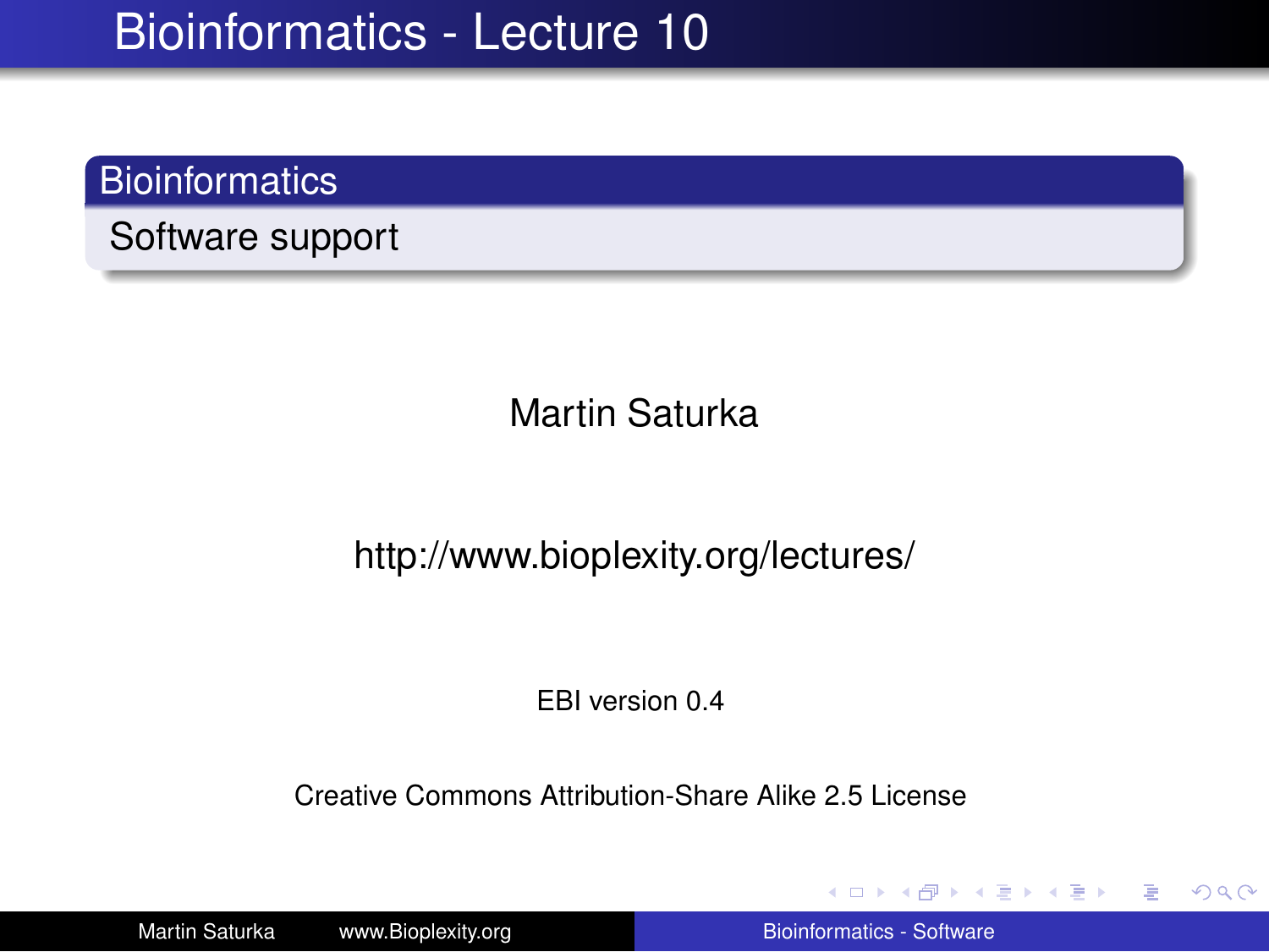# Bioinformatics - Lecture 10

## Bioinformatics

Software support

Martin Saturka

http://www.bioplexity.org/lectures/

EBI version 0.4

Creative Commons Attribution-Share Alike 2.5 License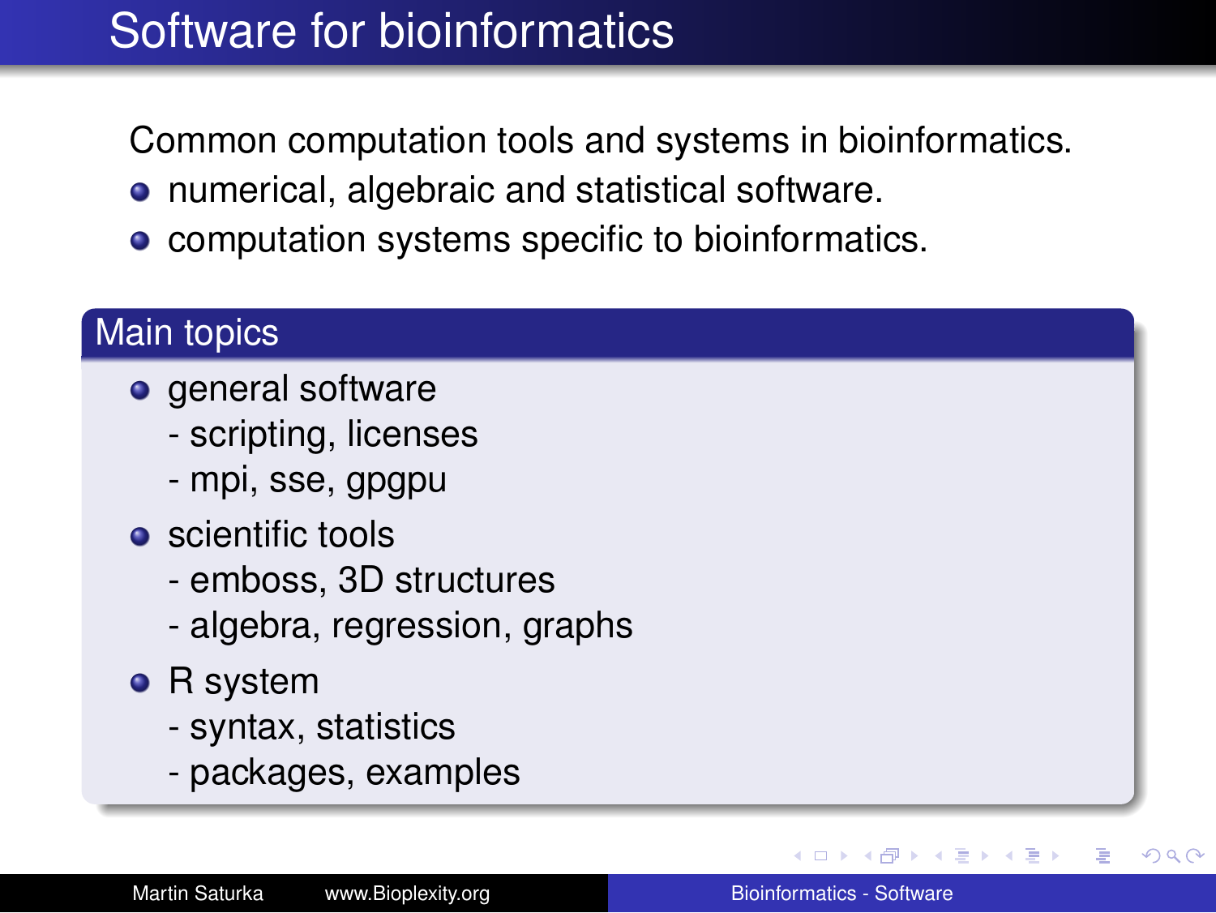# Software for bioinformatics

Common computation tools and systems in bioinformatics.

- numerical, algebraic and statistical software.
- computation systems specific to bioinformatics.

## Main topics

- general software
  - scripting, licenses
  - mpi, sse, gpgpu
- scientific tools
  - emboss, 3D structures
  - algebra, regression, graphs
- R system
  - syntax, statistics
  - packages, examples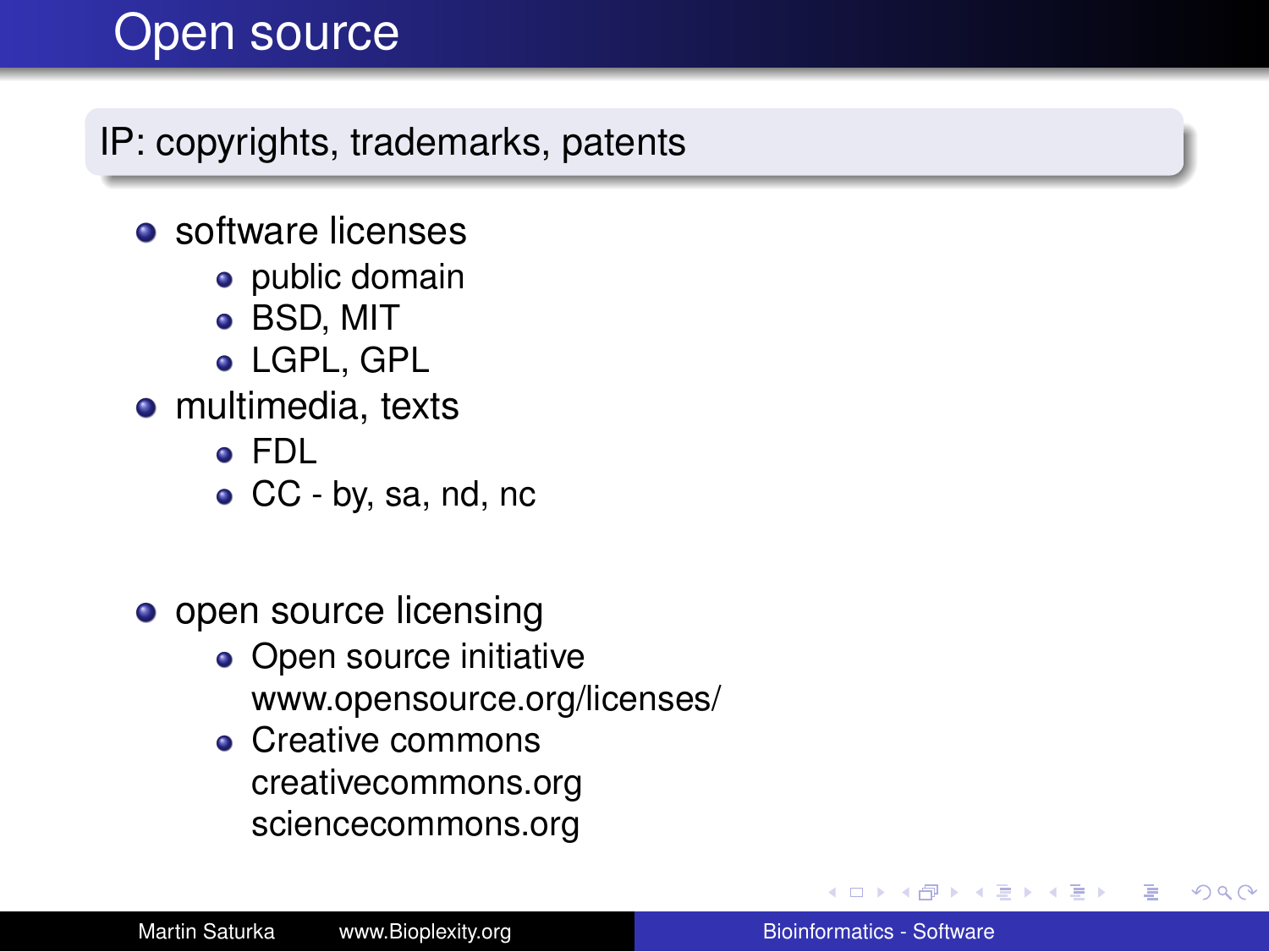# Open source

## IP: copyrights, trademarks, patents

- software licenses
  - public domain
  - BSD, MIT
  - LGPL, GPL
- multimedia, texts
  - FDL
  - CC - by, sa, nd, nc

- open source licensing
  - Open source initiative
    www.opensource.org/licenses/
  - Creative commons
    creativecommons.org
    sciencecommons.org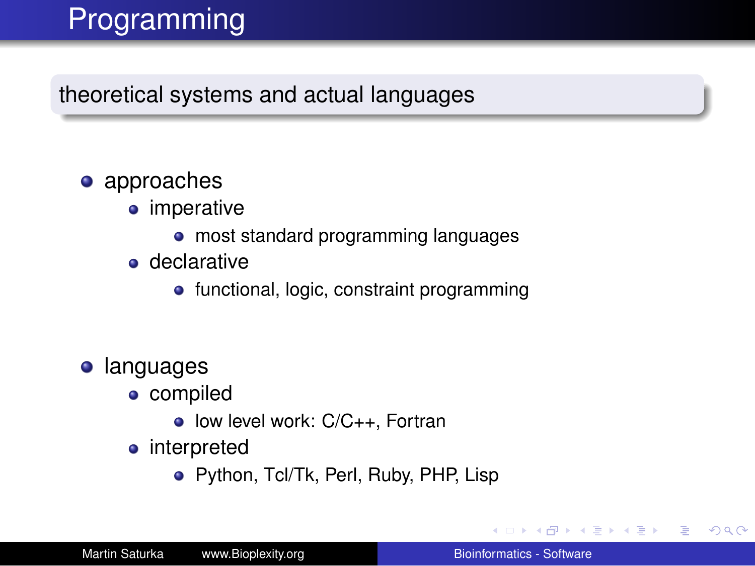# Programming

theoretical systems and actual languages

- approaches
  - imperative
    - most standard programming languages
  - declarative
    - functional, logic, constraint programming
- languages
  - compiled
    - low level work: C/C++, Fortran
  - interpreted
    - Python, Tcl/Tk, Perl, Ruby, PHP, Lisp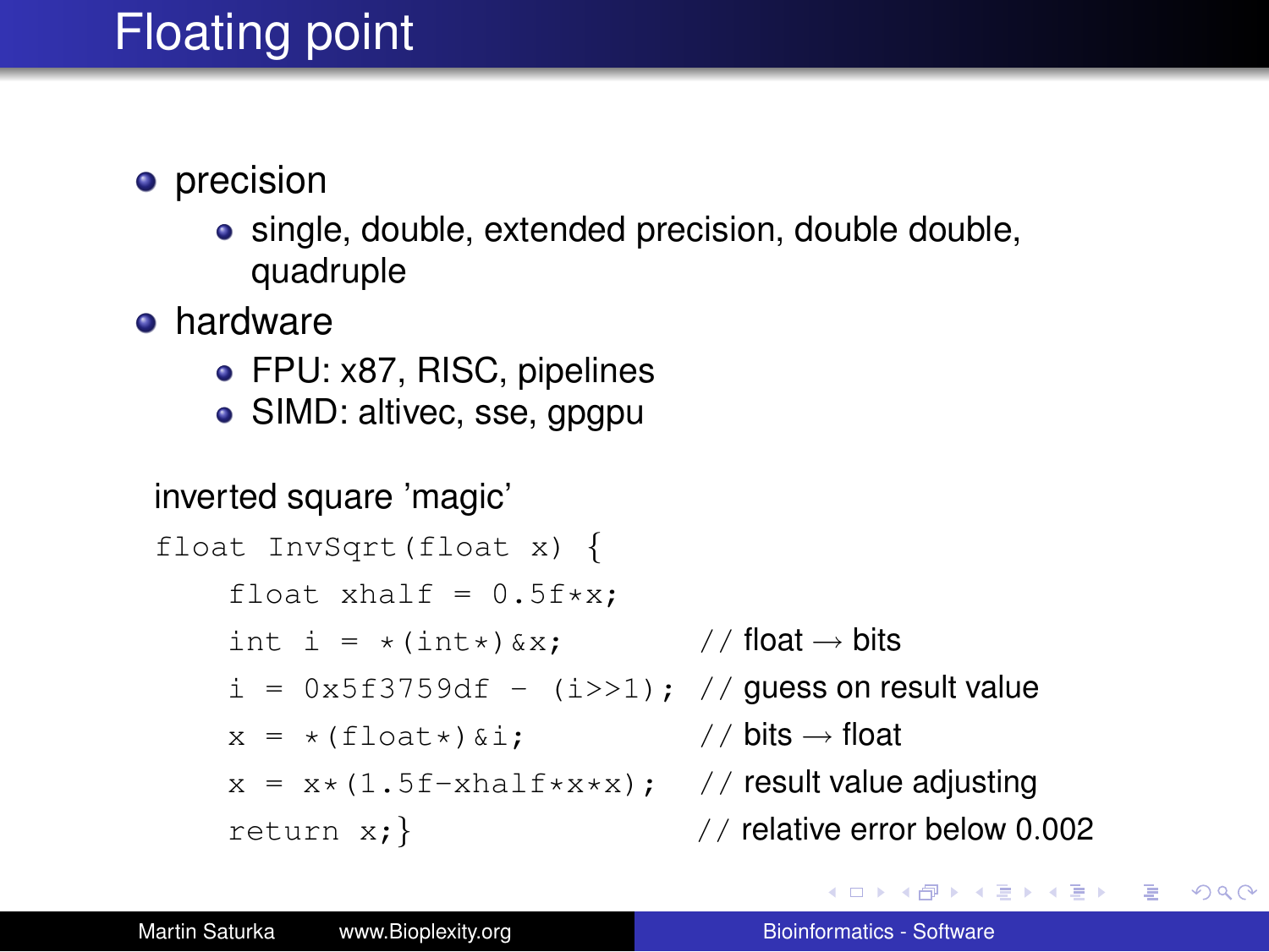# Floating point

- precision
  - single, double, extended precision, double double, quadruple
- hardware
  - FPU: x87, RISC, pipelines
  - SIMD: altivec, sse, gpgpu

inverted square 'magic'

```
float InvSqrt(float x) {
    float xhalf = 0.5f*x;
    int i = *(int*)&x;           // float → bits
    i = 0x5f3759df - (i>>1);     // guess on result value
    x = *(float*)&i;             // bits → float
    x = x*(1.5f-xhalf*x*x);      // result value adjusting
    return x;}                   // relative error below 0.002
```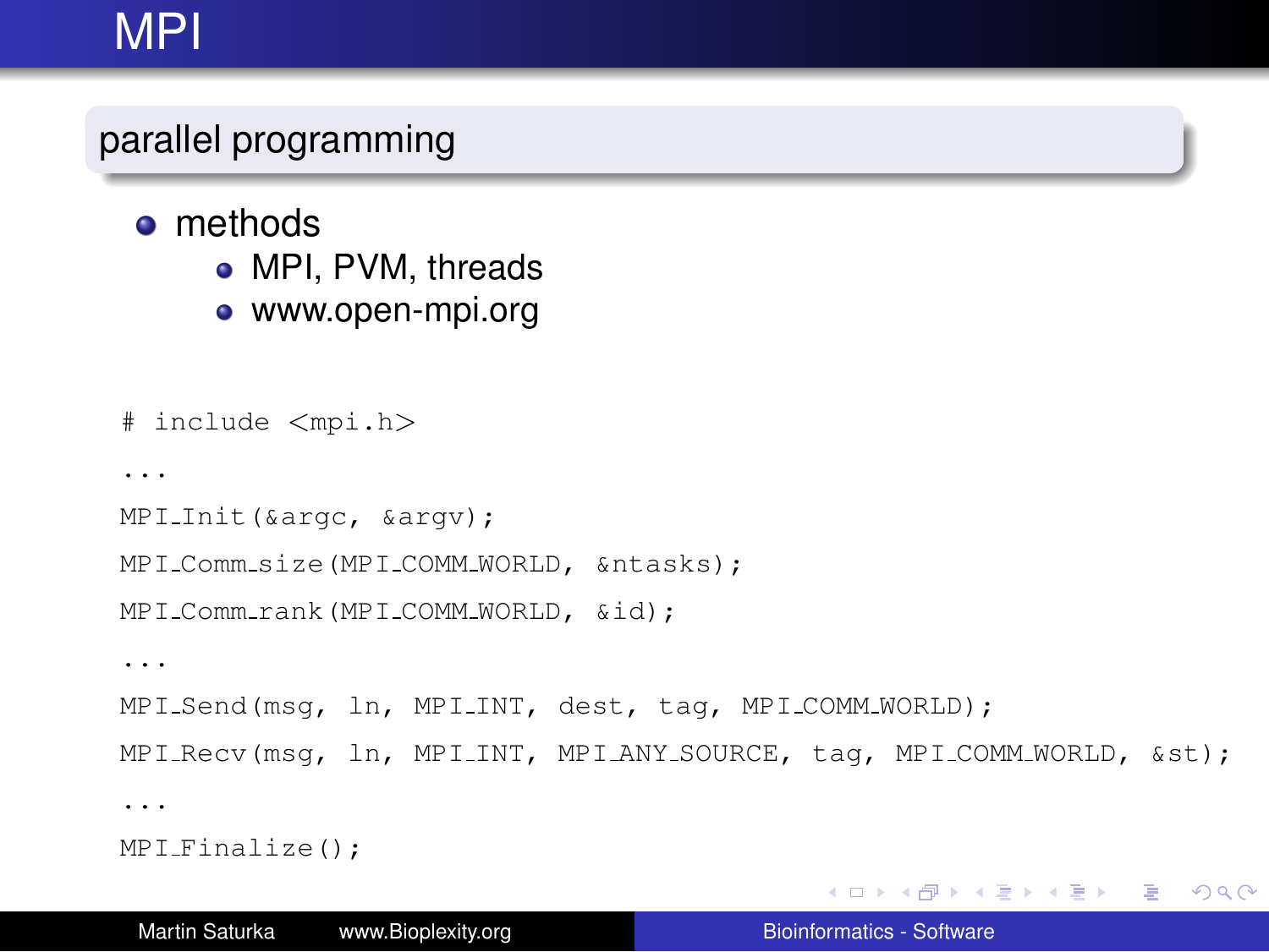# MPI

## parallel programming

- methods
  - MPI, PVM, threads
  - www.open-mpi.org

```
# include <mpi.h>
...
MPI_Init(&argc, &argv);
MPI_Comm_size(MPI_COMM_WORLD, &ntasks);
MPI_Comm_rank(MPI_COMM_WORLD, &id);
...
MPI_Send(msg, ln, MPI_INT, dest, tag, MPI_COMM_WORLD);
MPI_Recv(msg, ln, MPI_INT, MPI_ANY_SOURCE, tag, MPI_COMM_WORLD, &st);
...
MPI_Finalize();
```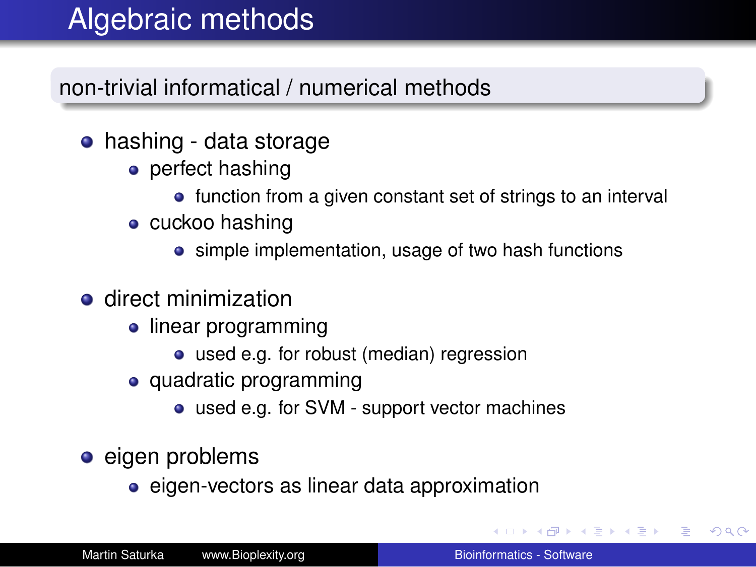# Algebraic methods

## non-trivial informatical / numerical methods

- hashing - data storage
  - perfect hashing
    - function from a given constant set of strings to an interval
  - cuckoo hashing
    - simple implementation, usage of two hash functions
- direct minimization
  - linear programming
    - used e.g. for robust (median) regression
  - quadratic programming
    - used e.g. for SVM - support vector machines
- eigen problems
  - eigen-vectors as linear data approximation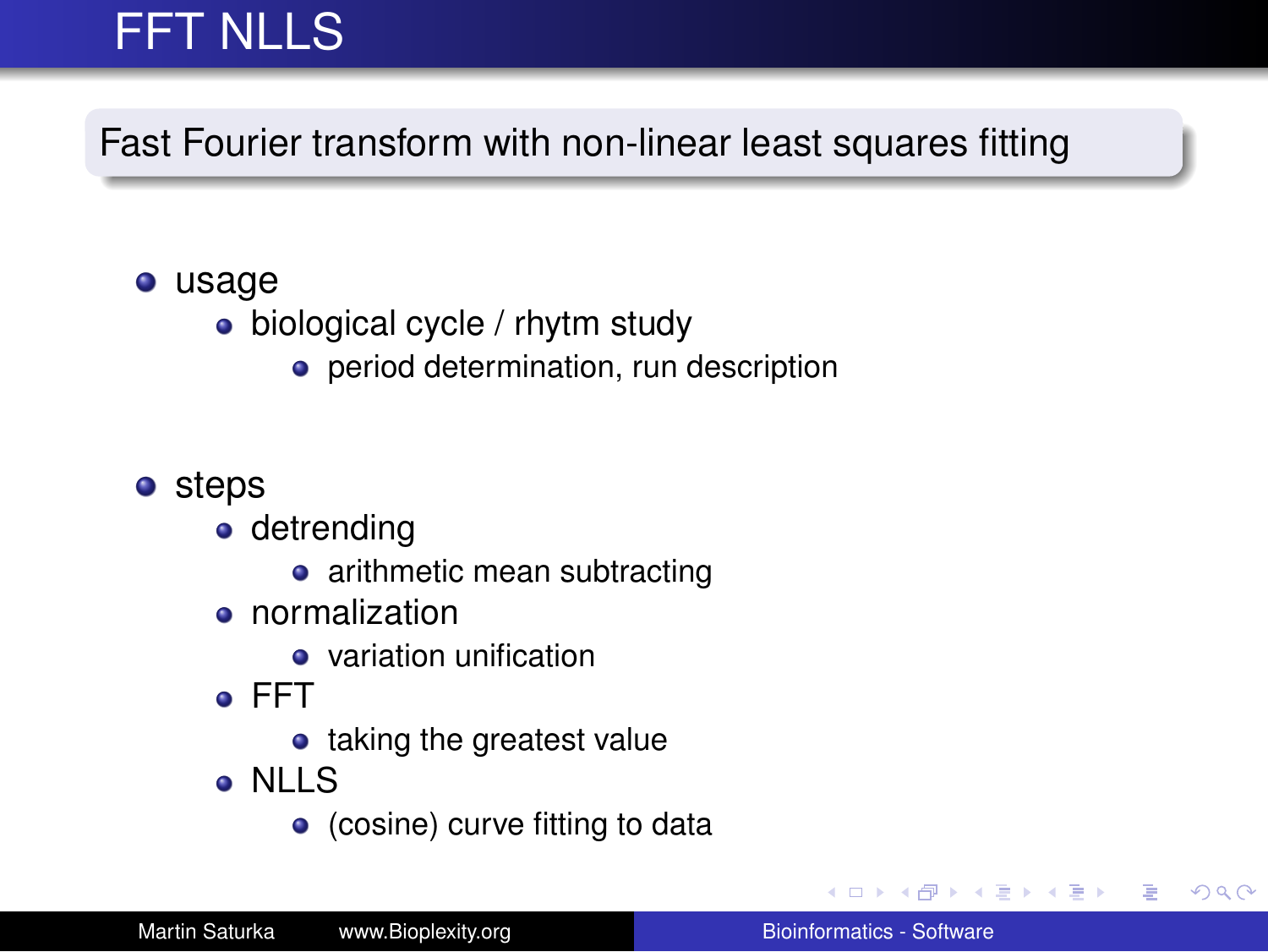# FFT NLLS

**Fast Fourier transform with non-linear least squares fitting**

- usage
  - biological cycle / rhytm study
    - period determination, run description
- steps
  - detrending
    - arithmetic mean subtracting
  - normalization
    - variation unification
  - FFT
    - taking the greatest value
  - NLLS
    - (cosine) curve fitting to data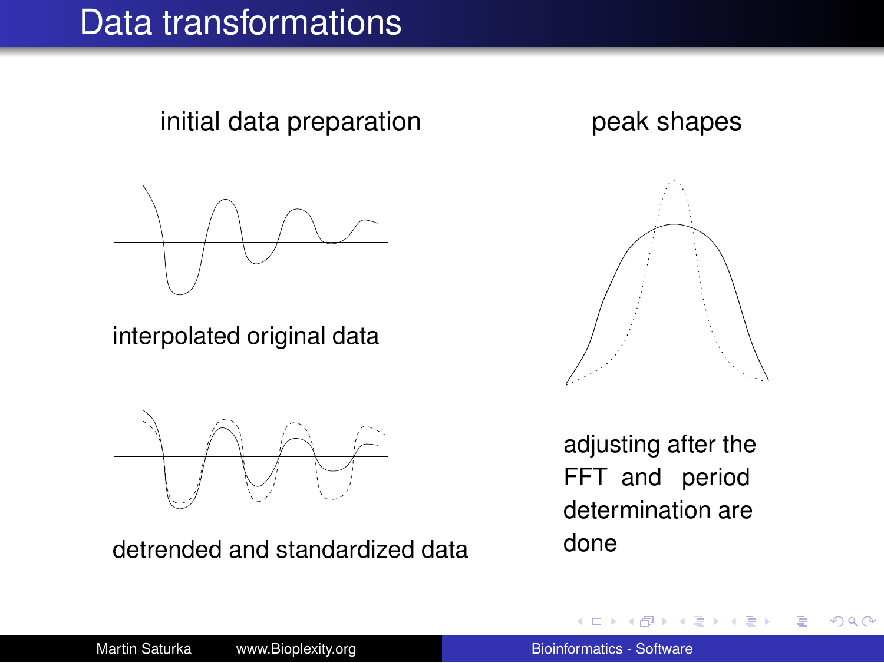# Data transformations

initial data preparation

interpolated original data

detrended and standardized data

peak shapes

adjusting after the FFT and period determination are done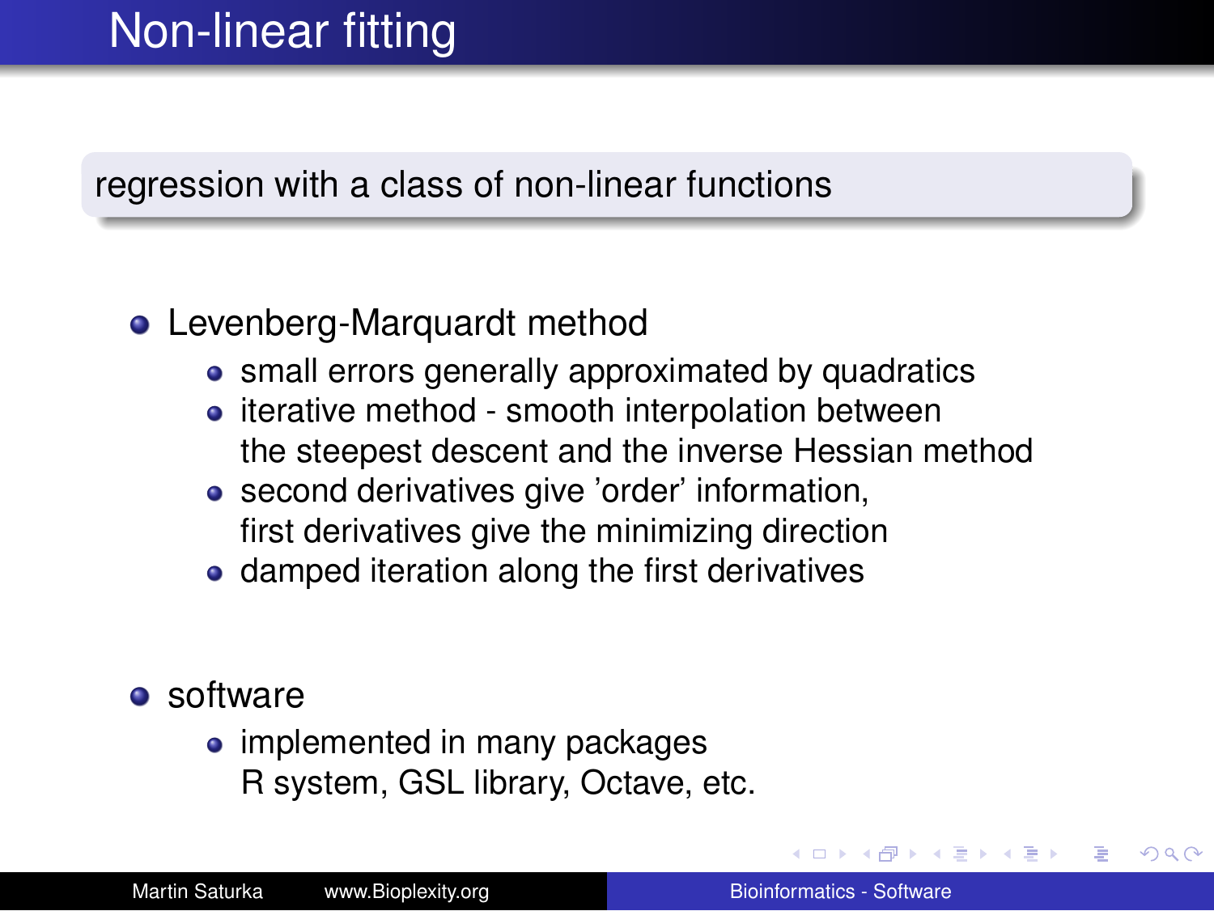# Non-linear fitting

regression with a class of non-linear functions

- Levenberg-Marquardt method
  - small errors generally approximated by quadratics
  - iterative method - smooth interpolation between the steepest descent and the inverse Hessian method
  - second derivatives give 'order' information, first derivatives give the minimizing direction
  - damped iteration along the first derivatives
- software
  - implemented in many packages R system, GSL library, Octave, etc.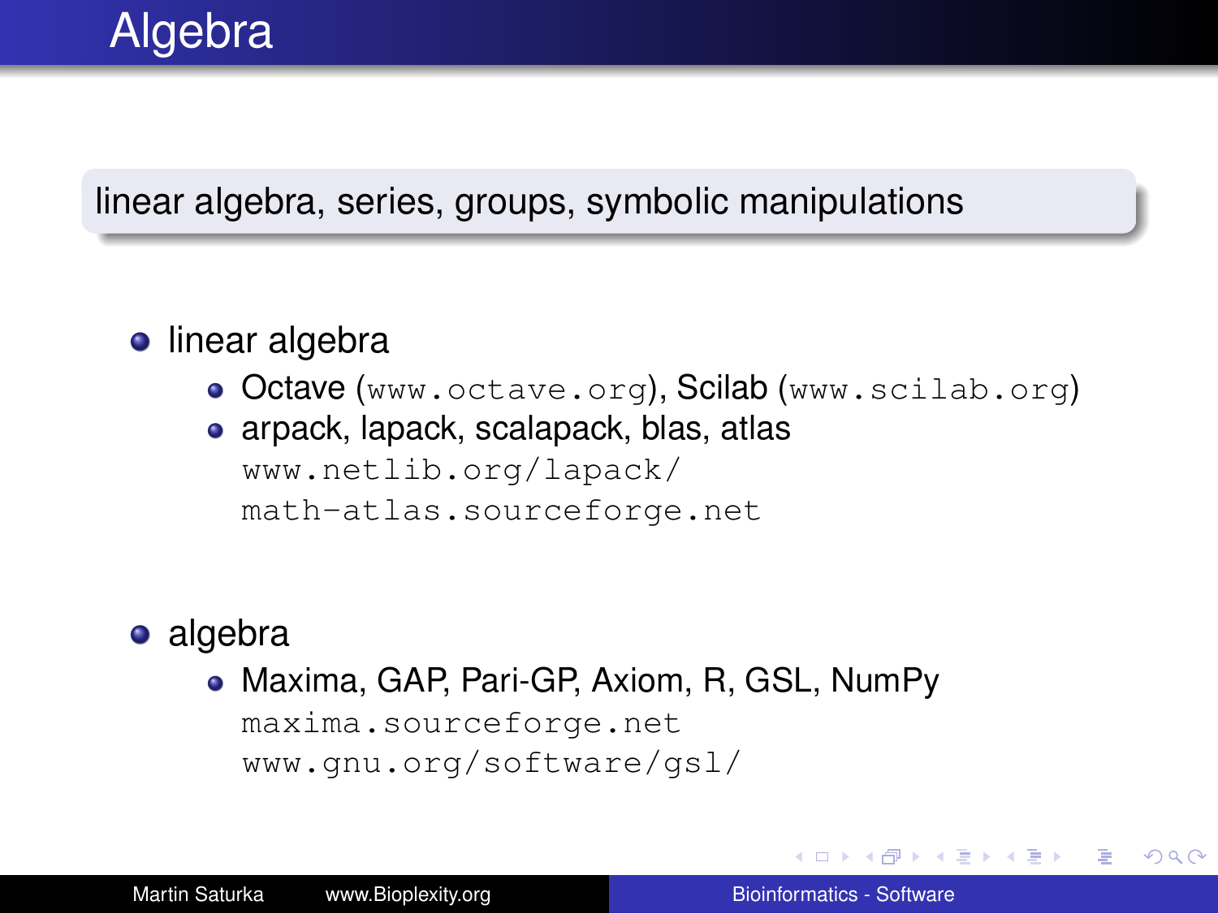# Algebra

linear algebra, series, groups, symbolic manipulations

- linear algebra
  - Octave (`www.octave.org`), Scilab (`www.scilab.org`)
  - arpack, lapack, scalapack, blas, atlas
    `www.netlib.org/lapack/`
    `math-atlas.sourceforge.net`

- algebra
  - Maxima, GAP, Pari-GP, Axiom, R, GSL, NumPy
    `maxima.sourceforge.net`
    `www.gnu.org/software/gsl/`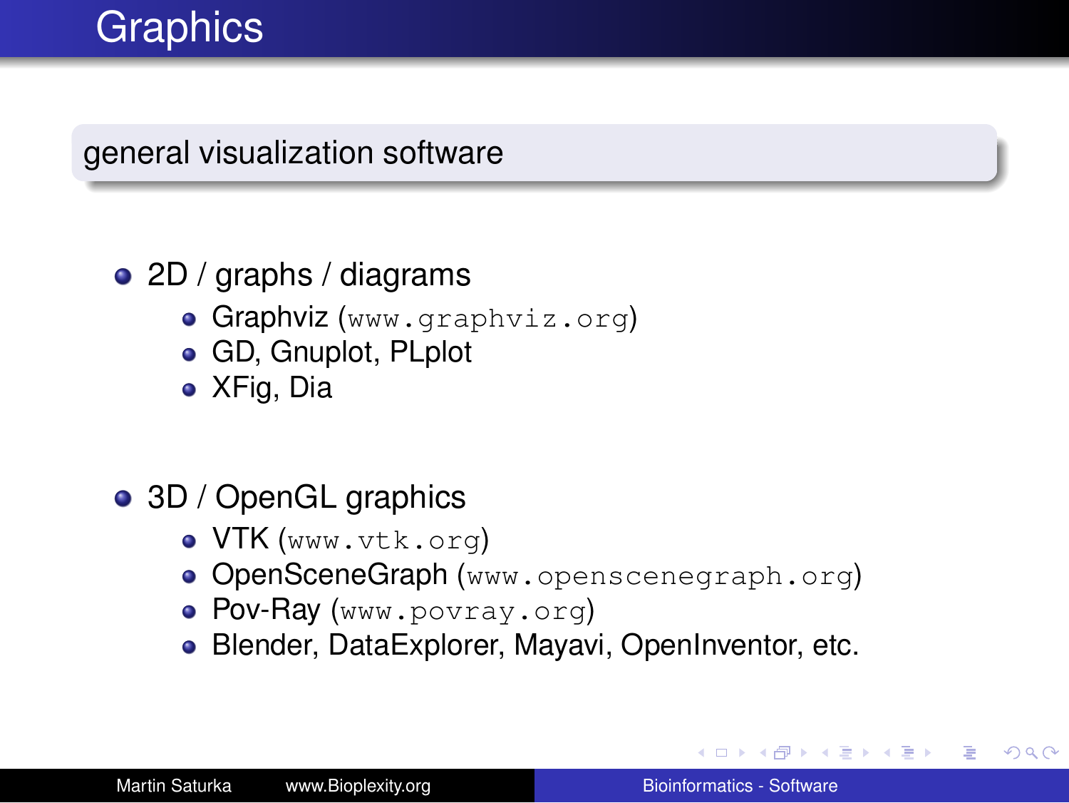# Graphics

general visualization software

- 2D / graphs / diagrams
  - Graphviz (`www.graphviz.org`)
  - GD, Gnuplot, PLplot
  - XFig, Dia
- 3D / OpenGL graphics
  - VTK (`www.vtk.org`)
  - OpenSceneGraph (`www.openscenegraph.org`)
  - Pov-Ray (`www.povray.org`)
  - Blender, DataExplorer, Mayavi, OpenInventor, etc.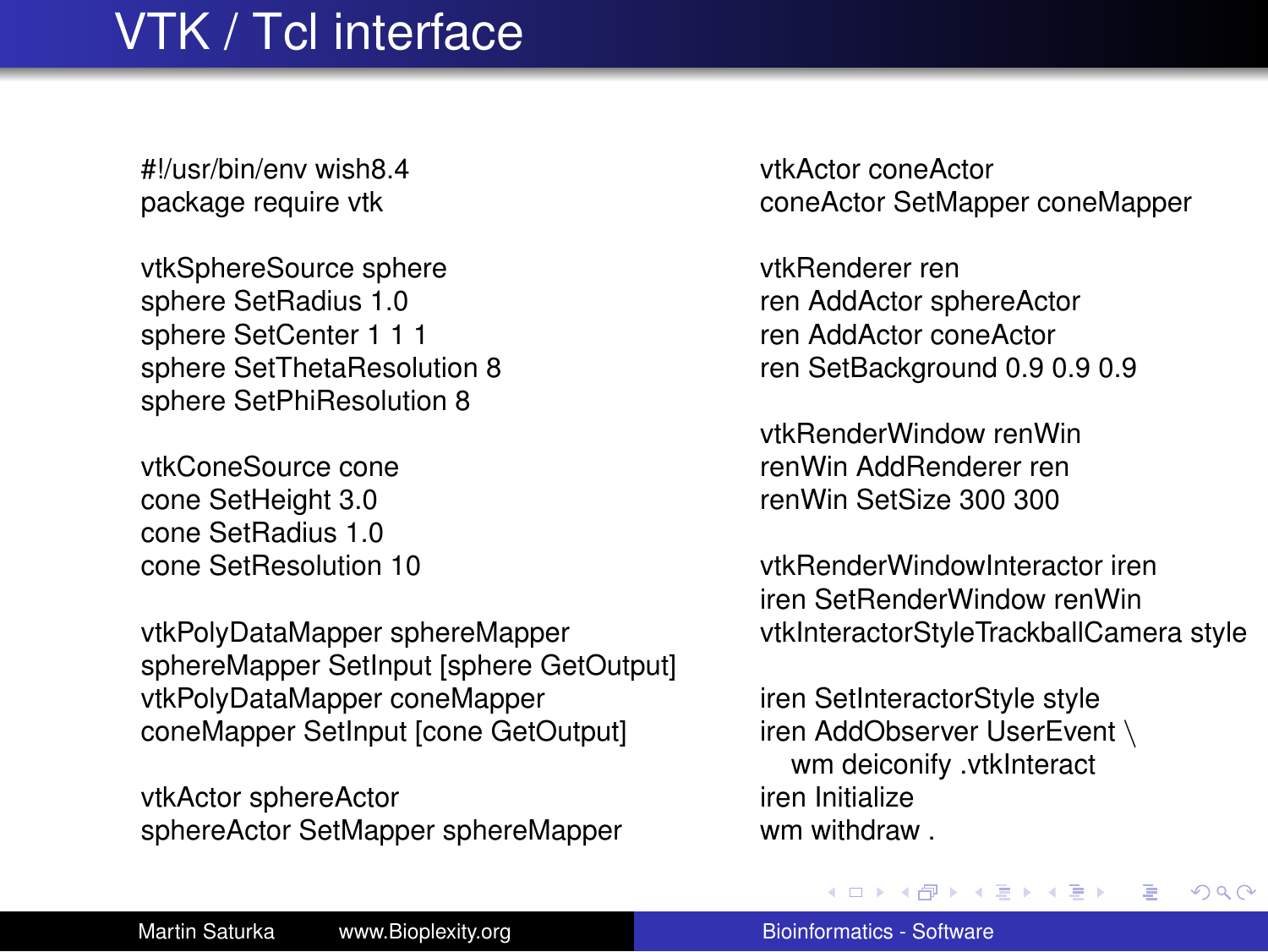# VTK / Tcl interface

```
#!/usr/bin/env wish8.4
package require vtk

vtkSphereSource sphere
sphere SetRadius 1.0
sphere SetCenter 1 1 1
sphere SetThetaResolution 8
sphere SetPhiResolution 8

vtkConeSource cone
cone SetHeight 3.0
cone SetRadius 1.0
cone SetResolution 10

vtkPolyDataMapper sphereMapper
sphereMapper SetInput [sphere GetOutput]
vtkPolyDataMapper coneMapper
coneMapper SetInput [cone GetOutput]

vtkActor sphereActor
sphereActor SetMapper sphereMapper

vtkActor coneActor
coneActor SetMapper coneMapper

vtkRenderer ren
ren AddActor sphereActor
ren AddActor coneActor
ren SetBackground 0.9 0.9 0.9

vtkRenderWindow renWin
renWin AddRenderer ren
renWin SetSize 300 300

vtkRenderWindowInteractor iren
iren SetRenderWindow renWin
vtkInteractorStyleTrackballCamera style

iren SetInteractorStyle style
iren AddObserver UserEvent \
   wm deiconify .vtkInteract
iren Initialize
wm withdraw .
```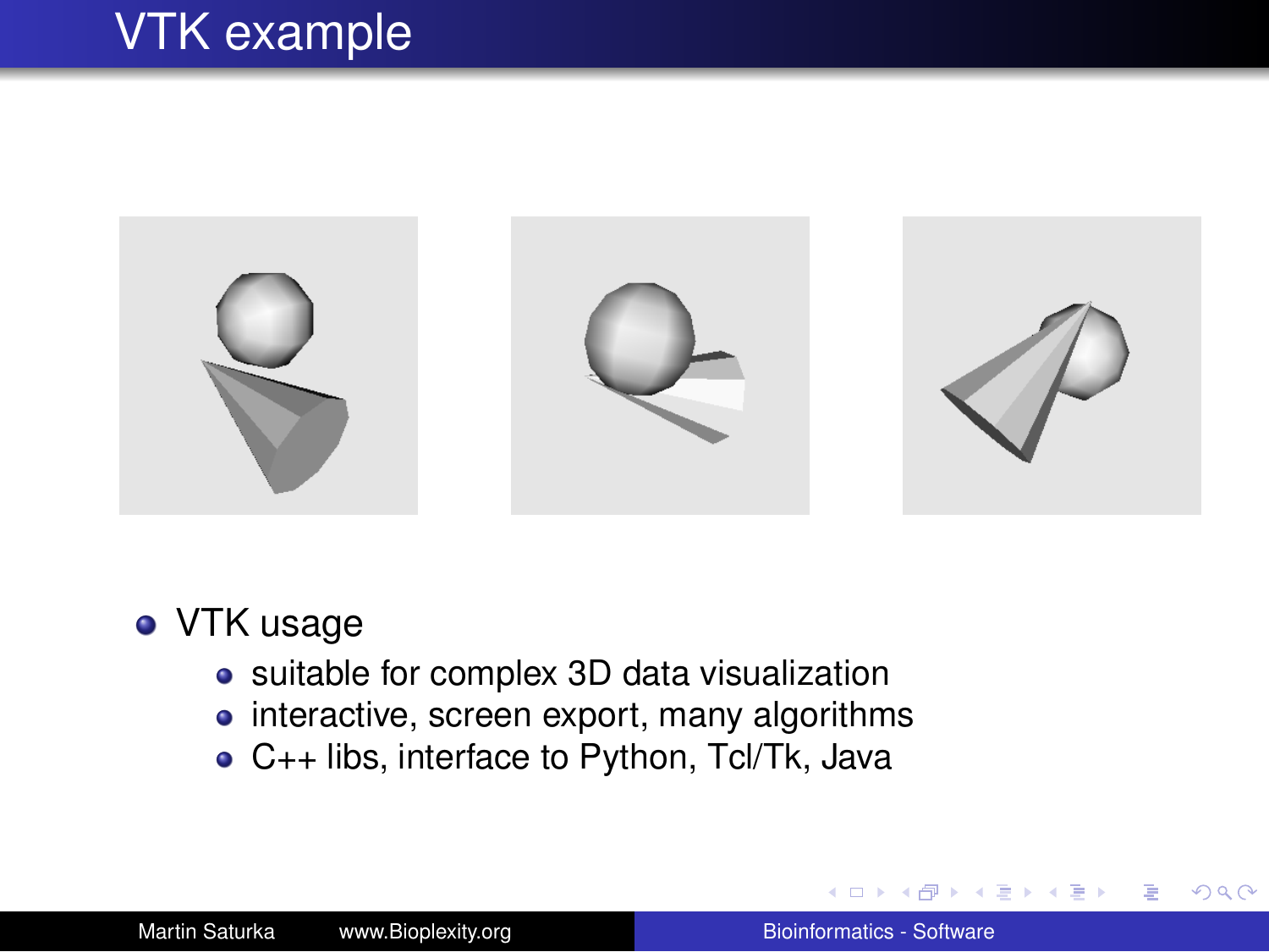# VTK example

- VTK usage
  - suitable for complex 3D data visualization
  - interactive, screen export, many algorithms
  - C++ libs, interface to Python, Tcl/Tk, Java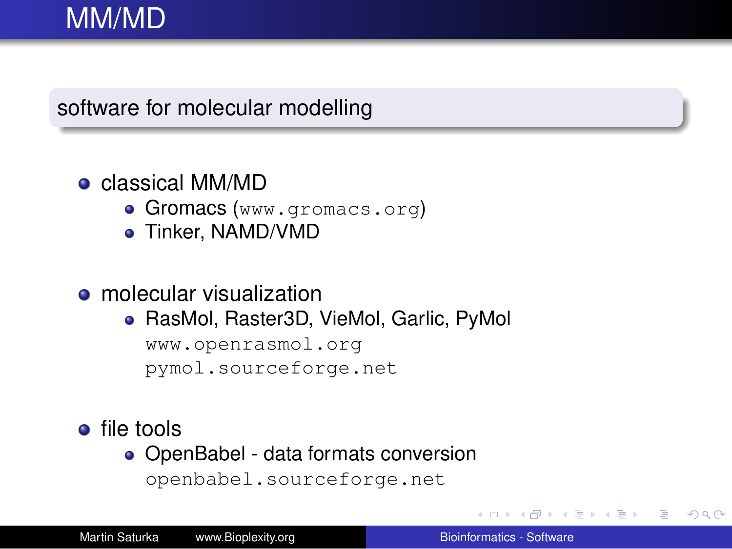# MM/MD

**software for molecular modelling**

- classical MM/MD
  - Gromacs (`www.gromacs.org`)
  - Tinker, NAMD/VMD
- molecular visualization
  - RasMol, Raster3D, VieMol, Garlic, PyMol
    `www.openrasmol.org`
    `pymol.sourceforge.net`
- file tools
  - OpenBabel - data formats conversion
    `openbabel.sourceforge.net`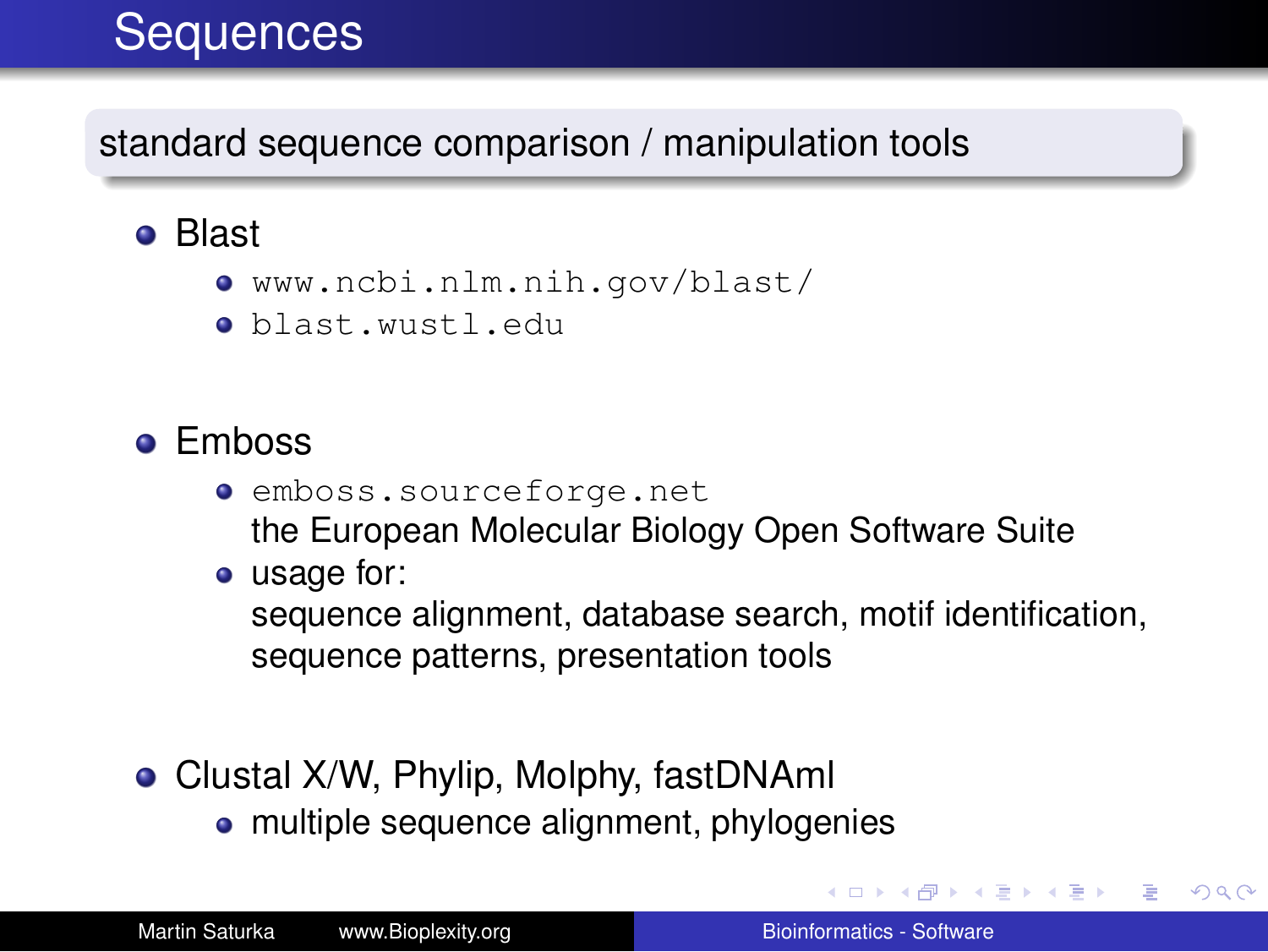# Sequences

## standard sequence comparison / manipulation tools

- Blast
  - `www.ncbi.nlm.nih.gov/blast/`
  - `blast.wustl.edu`

- Emboss
  - `emboss.sourceforge.net`
    the European Molecular Biology Open Software Suite
  - usage for:
    sequence alignment, database search, motif identification, sequence patterns, presentation tools

- Clustal X/W, Phylip, Molphy, fastDNAml
  - multiple sequence alignment, phylogenies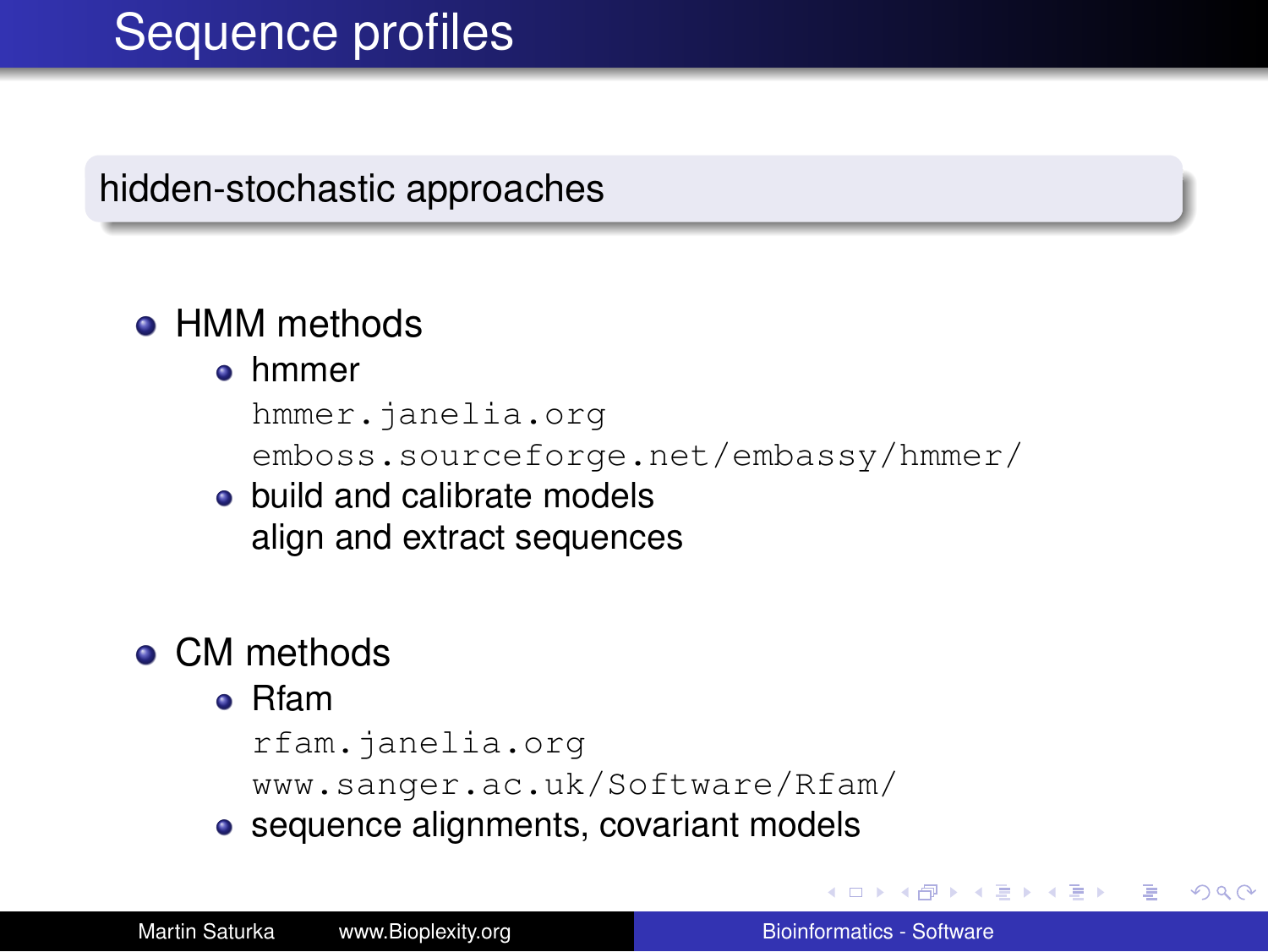# Sequence profiles

## hidden-stochastic approaches

- HMM methods
  - hmmer
    `hmmer.janelia.org`
    `emboss.sourceforge.net/embassy/hmmer/`
  - build and calibrate models
    align and extract sequences

- CM methods
  - Rfam
    `rfam.janelia.org`
    `www.sanger.ac.uk/Software/Rfam/`
  - sequence alignments, covariant models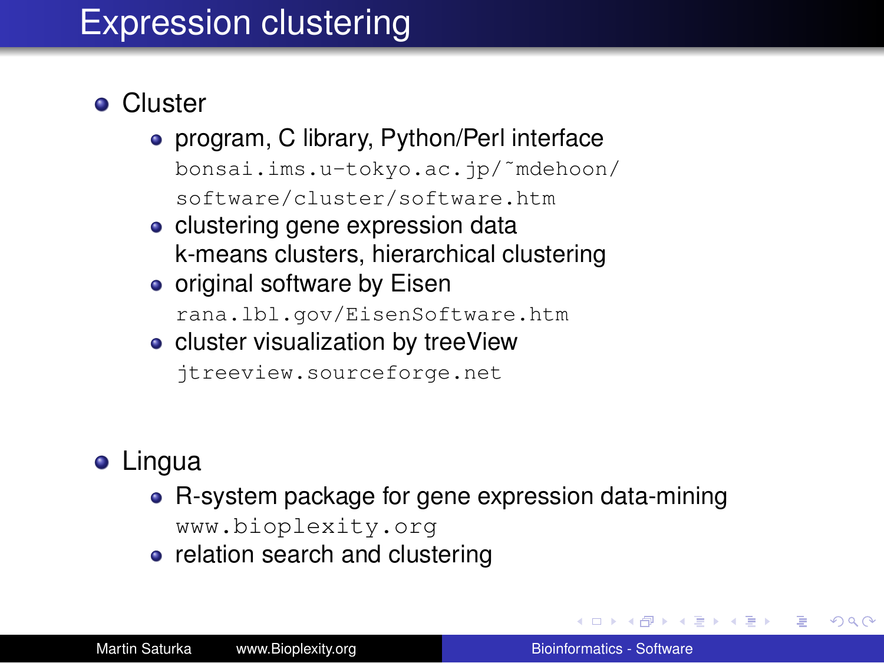# Expression clustering

- Cluster
  - program, C library, Python/Perl interface
    `bonsai.ims.u-tokyo.ac.jp/~mdehoon/software/cluster/software.htm`
  - clustering gene expression data
    k-means clusters, hierarchical clustering
  - original software by Eisen
    `rana.lbl.gov/EisenSoftware.htm`
  - cluster visualization by treeView
    `jtreeview.sourceforge.net`

- Lingua
  - R-system package for gene expression data-mining
    `www.bioplexity.org`
  - relation search and clustering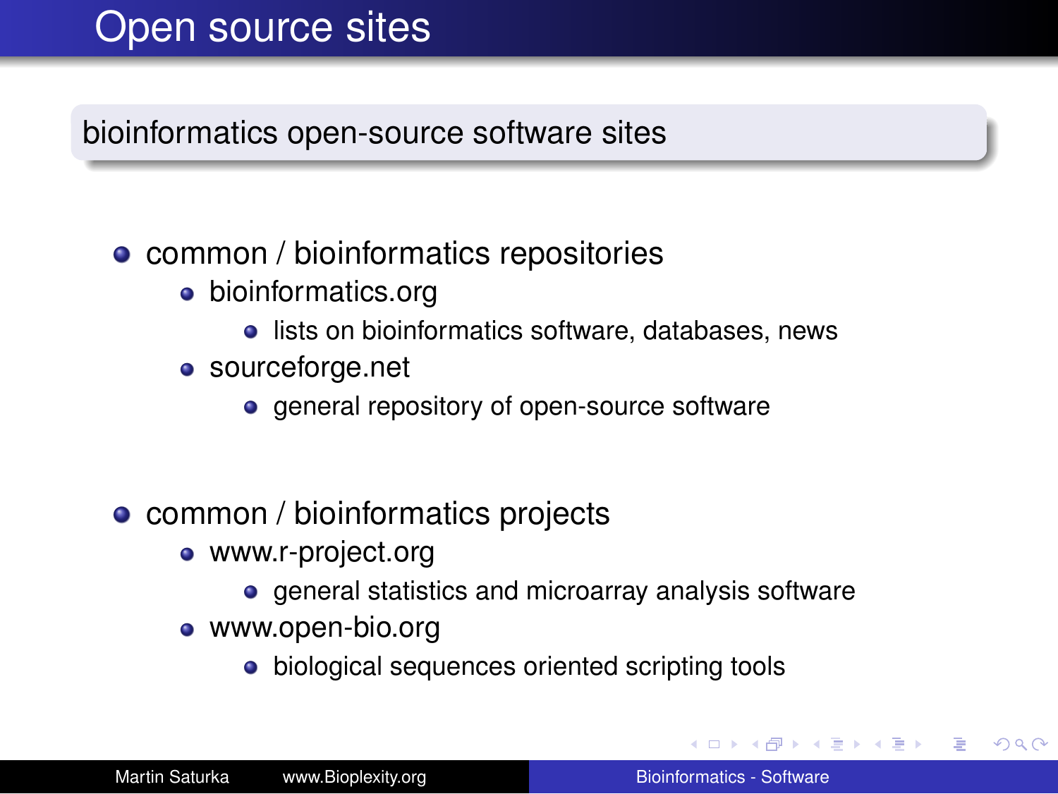# Open source sites

## bioinformatics open-source software sites

- common / bioinformatics repositories
  - bioinformatics.org
    - lists on bioinformatics software, databases, news
  - sourceforge.net
    - general repository of open-source software

- common / bioinformatics projects
  - www.r-project.org
    - general statistics and microarray analysis software
  - www.open-bio.org
    - biological sequences oriented scripting tools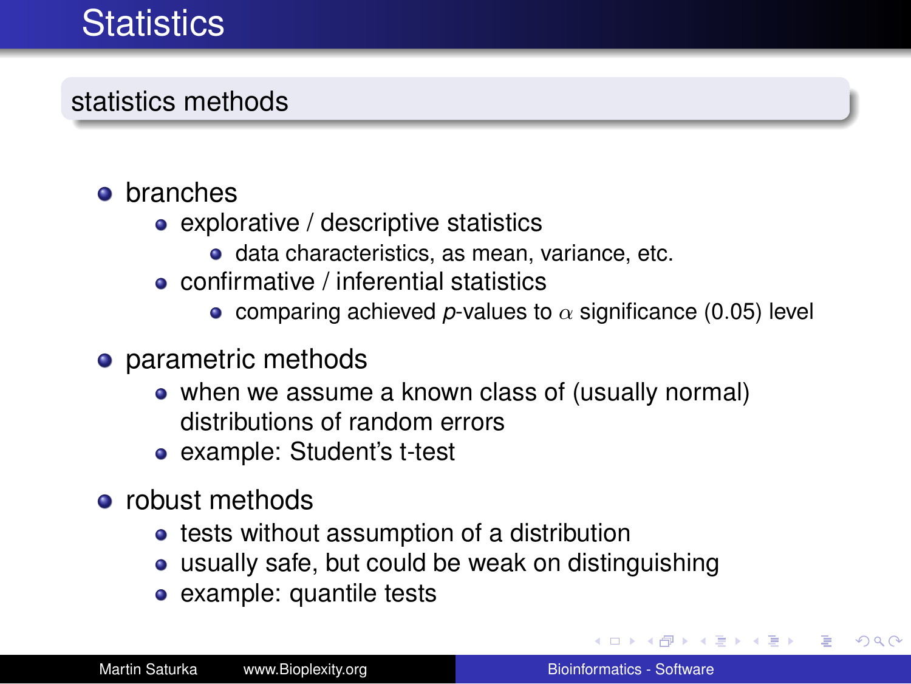# Statistics

## statistics methods

- branches
  - explorative / descriptive statistics
    - data characteristics, as mean, variance, etc.
  - confirmative / inferential statistics
    - comparing achieved *p*-values to $\alpha$ significance (0.05) level
- parametric methods
  - when we assume a known class of (usually normal) distributions of random errors
  - example: Student's t-test
- robust methods
  - tests without assumption of a distribution
  - usually safe, but could be weak on distinguishing
  - example: quantile tests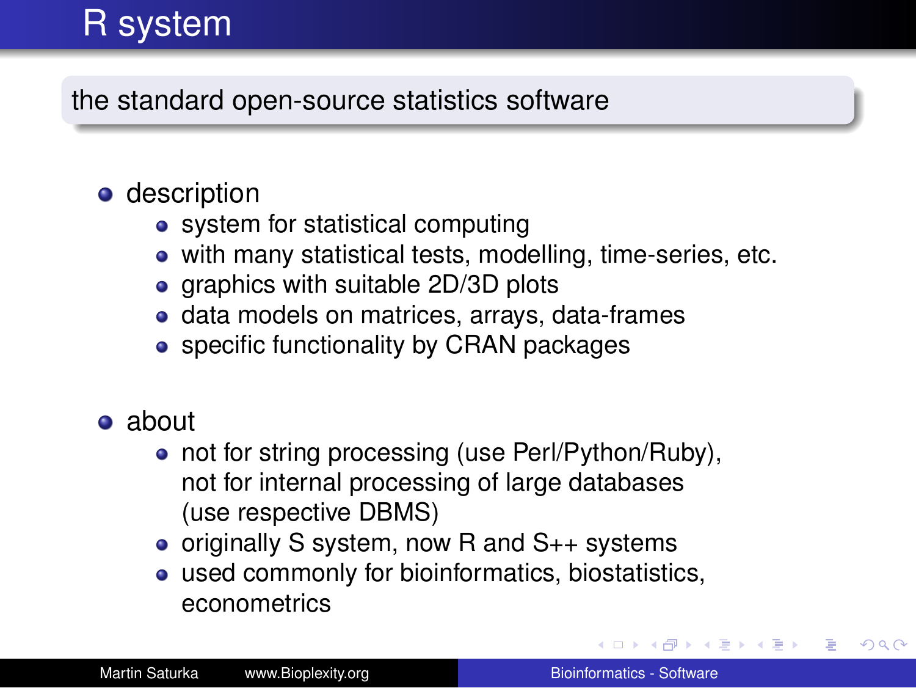# R system

the standard open-source statistics software

- description
  - system for statistical computing
  - with many statistical tests, modelling, time-series, etc.
  - graphics with suitable 2D/3D plots
  - data models on matrices, arrays, data-frames
  - specific functionality by CRAN packages

- about
  - not for string processing (use Perl/Python/Ruby), not for internal processing of large databases (use respective DBMS)
  - originally S system, now R and S++ systems
  - used commonly for bioinformatics, biostatistics, econometrics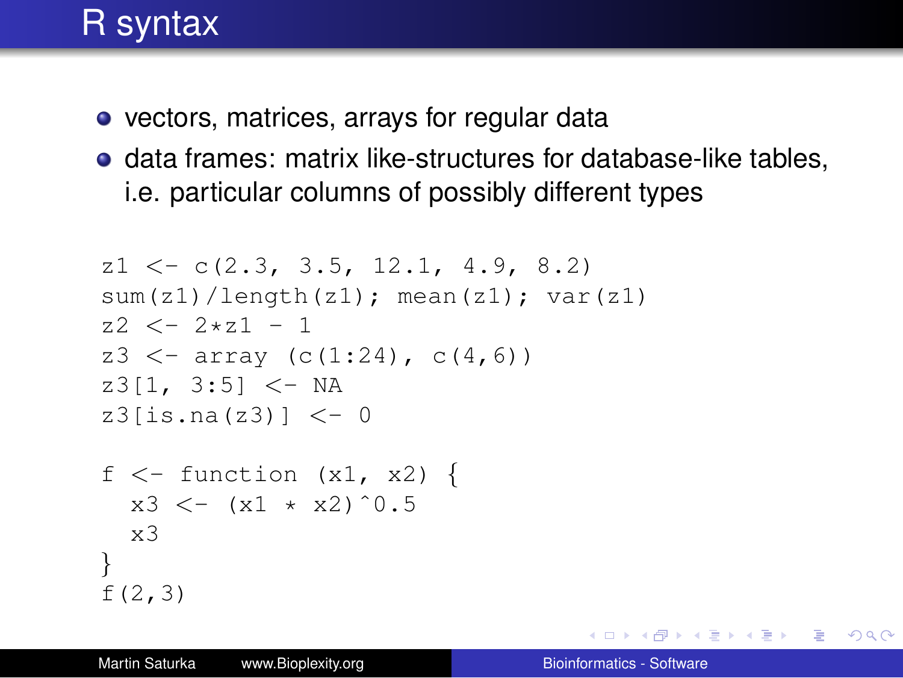# R syntax

- vectors, matrices, arrays for regular data
- data frames: matrix like-structures for database-like tables, i.e. particular columns of possibly different types

```
z1 <- c(2.3, 3.5, 12.1, 4.9, 8.2)
sum(z1)/length(z1); mean(z1); var(z1)
z2 <- 2*z1 - 1
z3 <- array (c(1:24), c(4,6))
z3[1, 3:5] <- NA
z3[is.na(z3)] <- 0

f <- function (x1, x2) {
  x3 <- (x1 * x2)^0.5
  x3
}
f(2,3)
```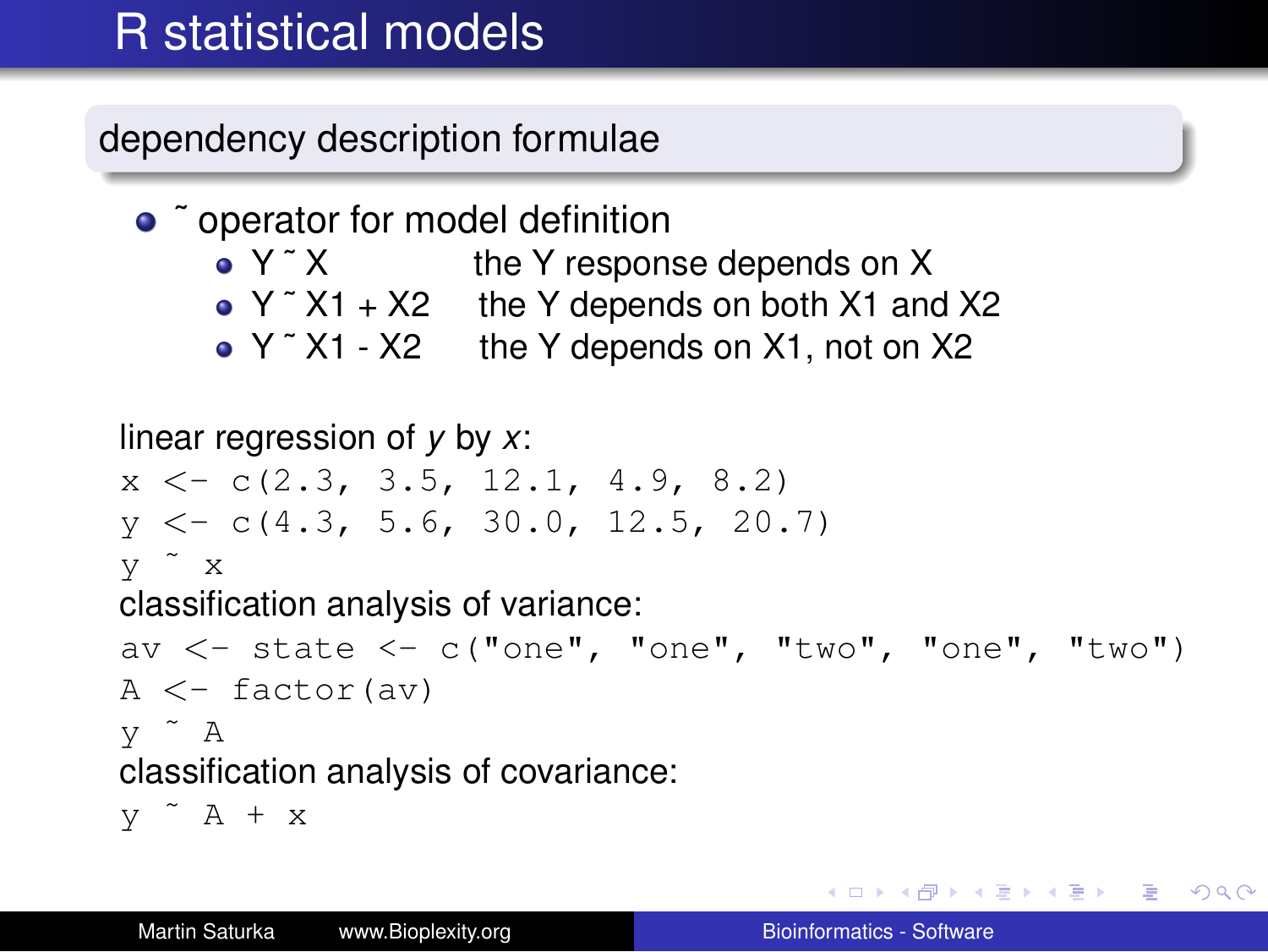# R statistical models

## dependency description formulae

- ˜ operator for model definition
  - Y ˜ X — the Y response depends on X
  - Y ˜ X1 + X2 — the Y depends on both X1 and X2
  - Y ˜ X1 - X2 — the Y depends on X1, not on X2

linear regression of *y* by *x*:

```
x <- c(2.3, 3.5, 12.1, 4.9, 8.2)
y <- c(4.3, 5.6, 30.0, 12.5, 20.7)
y ˜ x
```

classification analysis of variance:

```
av <- state <- c("one", "one", "two", "one", "two")
A <- factor(av)
y ˜ A
```

classification analysis of covariance:

```
y ˜ A + x
```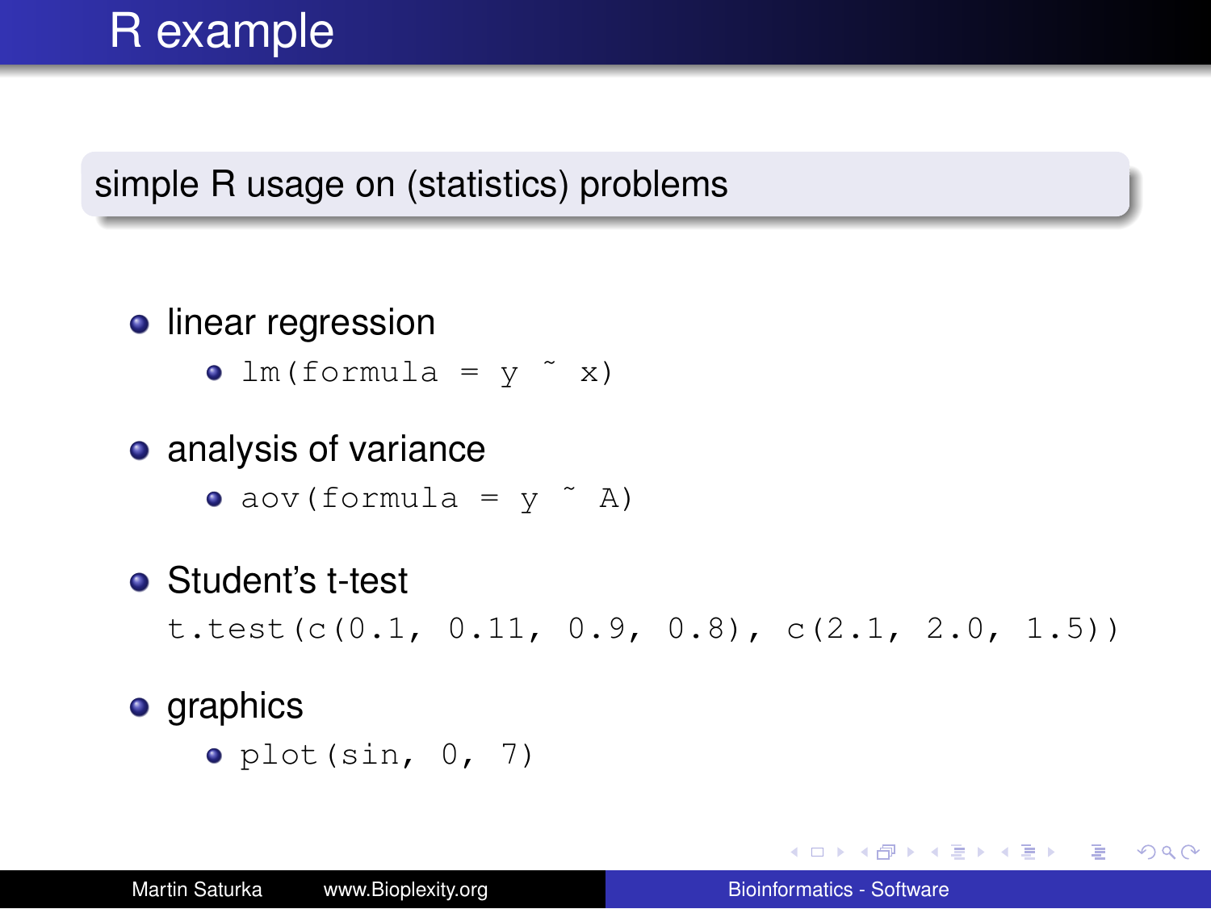# R example

**simple R usage on (statistics) problems**

- linear regression
  - `lm(formula = y ~ x)`
- analysis of variance
  - `aov(formula = y ~ A)`
- Student's t-test

  ```
  t.test(c(0.1, 0.11, 0.9, 0.8), c(2.1, 2.0, 1.5))
  ```

- graphics
  - `plot(sin, 0, 7)`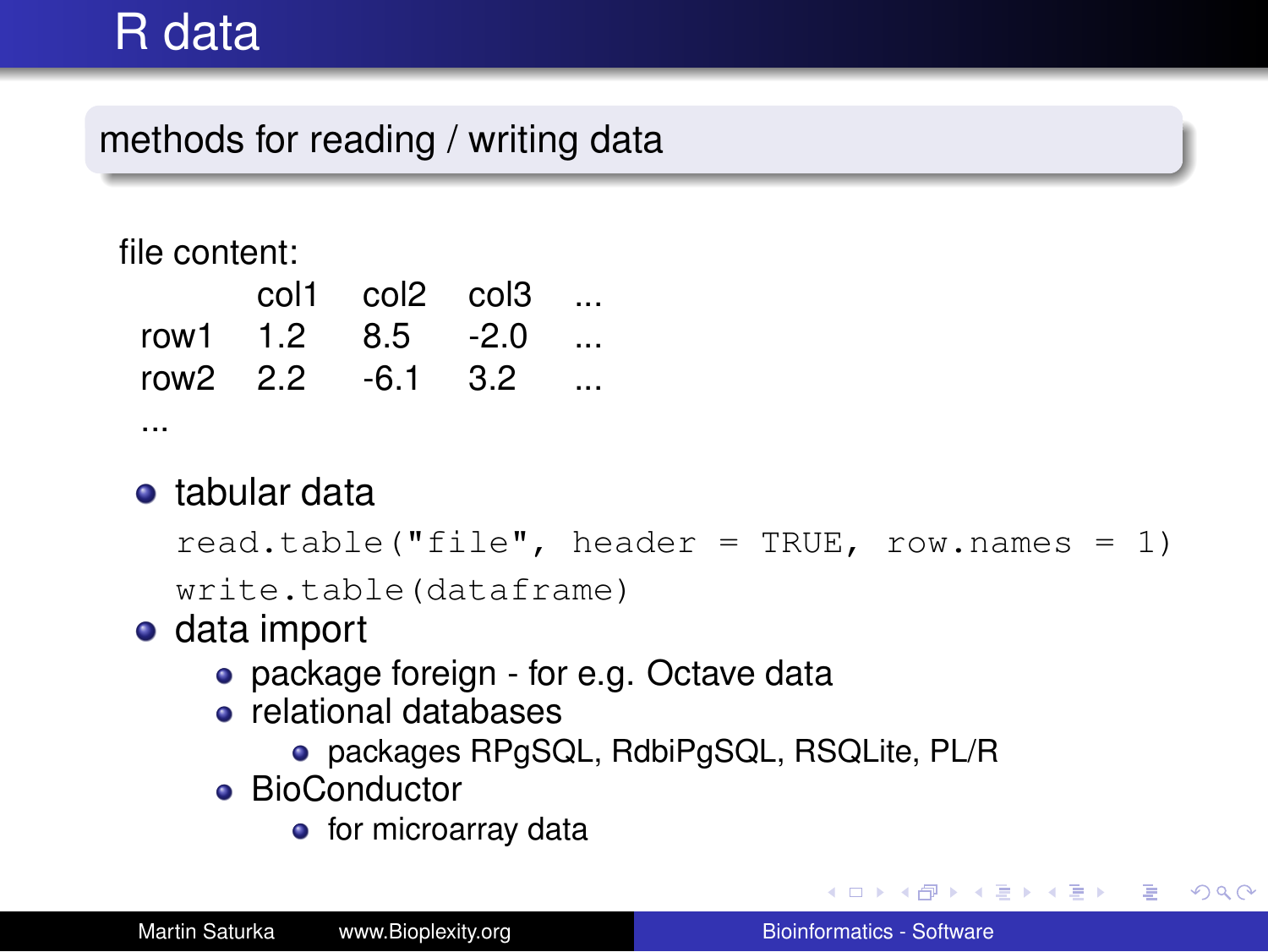# R data

## methods for reading / writing data

file content:

| | col1 | col2 | col3 | ... |
|---|---|---|---|---|
| row1 | 1.2 | 8.5 | -2.0 | ... |
| row2 | 2.2 | -6.1 | 3.2 | ... |
| ... | | | | |

- tabular data

  ```
  read.table("file", header = TRUE, row.names = 1)
  write.table(dataframe)
  ```

- data import
  - package foreign - for e.g. Octave data
  - relational databases
    - packages RPgSQL, RdbiPgSQL, RSQLite, PL/R
  - BioConductor
    - for microarray data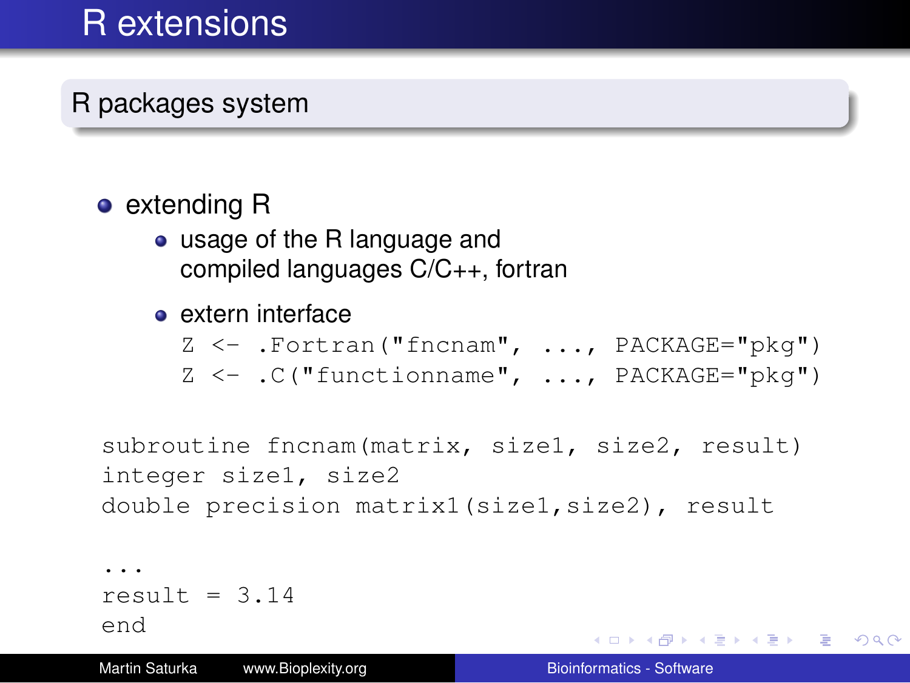# R extensions

## R packages system

- extending R
  - usage of the R language and compiled languages C/C++, fortran
  - extern interface

    ```
    Z <- .Fortran("fncnam", ..., PACKAGE="pkg")
    Z <- .C("functionname", ..., PACKAGE="pkg")
    ```

```
subroutine fncnam(matrix, size1, size2, result)
integer size1, size2
double precision matrix1(size1,size2), result

...
result = 3.14
end
```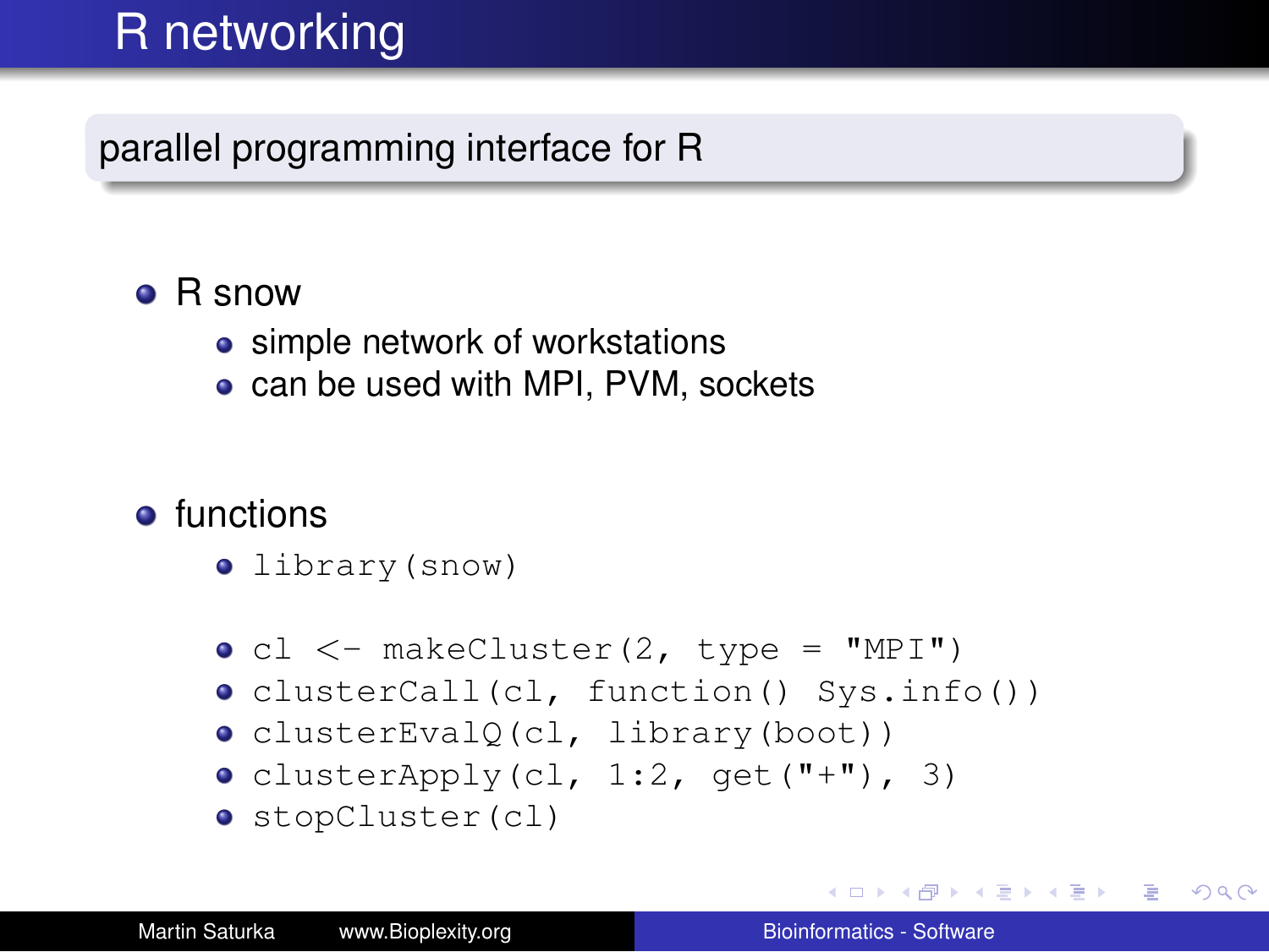# R networking

## parallel programming interface for R

- R snow
  - simple network of workstations
  - can be used with MPI, PVM, sockets

- functions
  - `library(snow)`
  - `cl <- makeCluster(2, type = "MPI")`
  - `clusterCall(cl, function() Sys.info())`
  - `clusterEvalQ(cl, library(boot))`
  - `clusterApply(cl, 1:2, get("+"), 3)`
  - `stopCluster(cl)`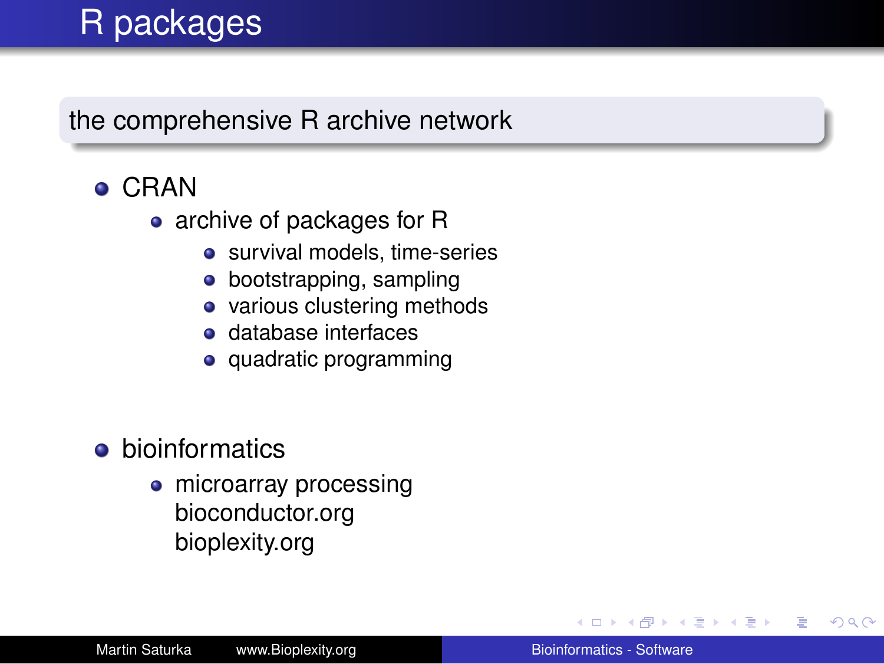# R packages

## the comprehensive R archive network

- CRAN
  - archive of packages for R
    - survival models, time-series
    - bootstrapping, sampling
    - various clustering methods
    - database interfaces
    - quadratic programming

- bioinformatics
  - microarray processing
    bioconductor.org
    bioplexity.org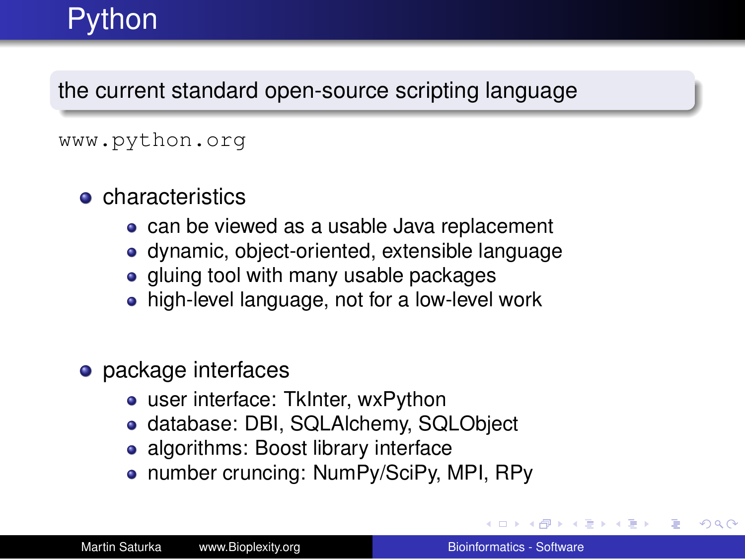# Python

**the current standard open-source scripting language**

www.python.org

- characteristics
  - can be viewed as a usable Java replacement
  - dynamic, object-oriented, extensible language
  - gluing tool with many usable packages
  - high-level language, not for a low-level work
- package interfaces
  - user interface: TkInter, wxPython
  - database: DBI, SQLAlchemy, SQLObject
  - algorithms: Boost library interface
  - number cruncing: NumPy/SciPy, MPI, RPy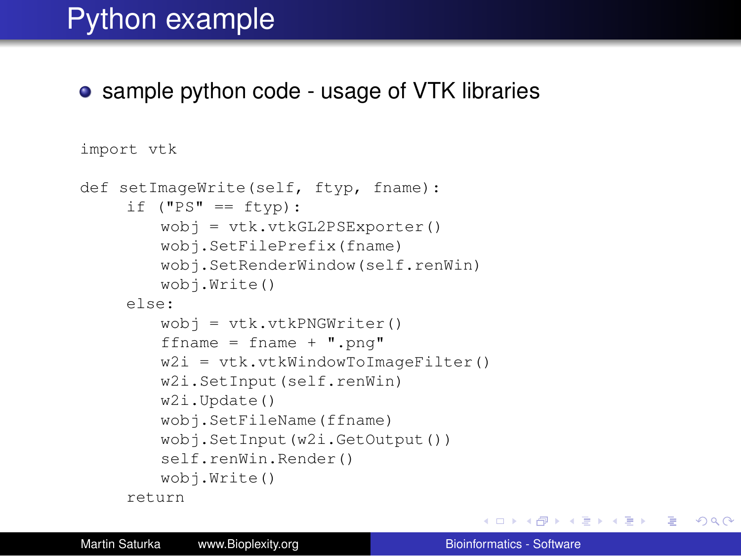# Python example

- sample python code - usage of VTK libraries

```
import vtk

def setImageWrite(self, ftyp, fname):
     if ("PS" == ftyp):
         wobj = vtk.vtkGL2PSExporter()
         wobj.SetFilePrefix(fname)
         wobj.SetRenderWindow(self.renWin)
         wobj.Write()
     else:
         wobj = vtk.vtkPNGWriter()
         ffname = fname + ".png"
         w2i = vtk.vtkWindowToImageFilter()
         w2i.SetInput(self.renWin)
         w2i.Update()
         wobj.SetFileName(ffname)
         wobj.SetInput(w2i.GetOutput())
         self.renWin.Render()
         wobj.Write()
     return
```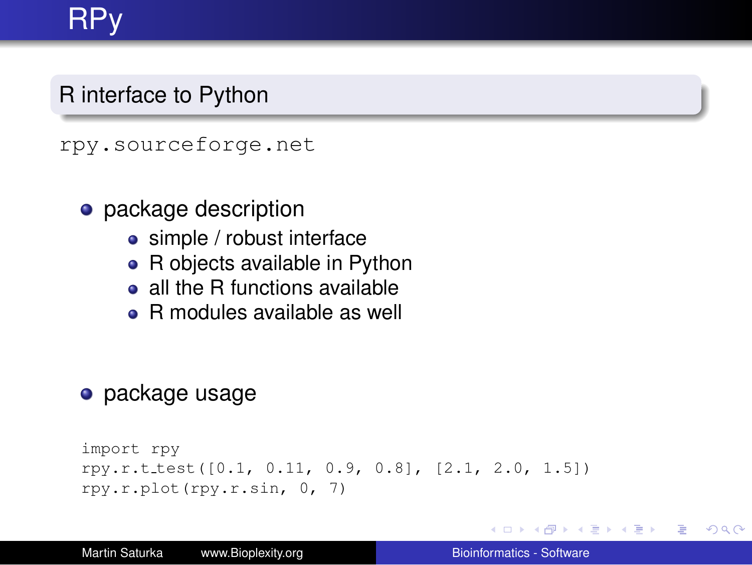# RPy

## R interface to Python

rpy.sourceforge.net

- package description
  - simple / robust interface
  - R objects available in Python
  - all the R functions available
  - R modules available as well

- package usage

```
import rpy
rpy.r.t_test([0.1, 0.11, 0.9, 0.8], [2.1, 2.0, 1.5])
rpy.r.plot(rpy.r.sin, 0, 7)
```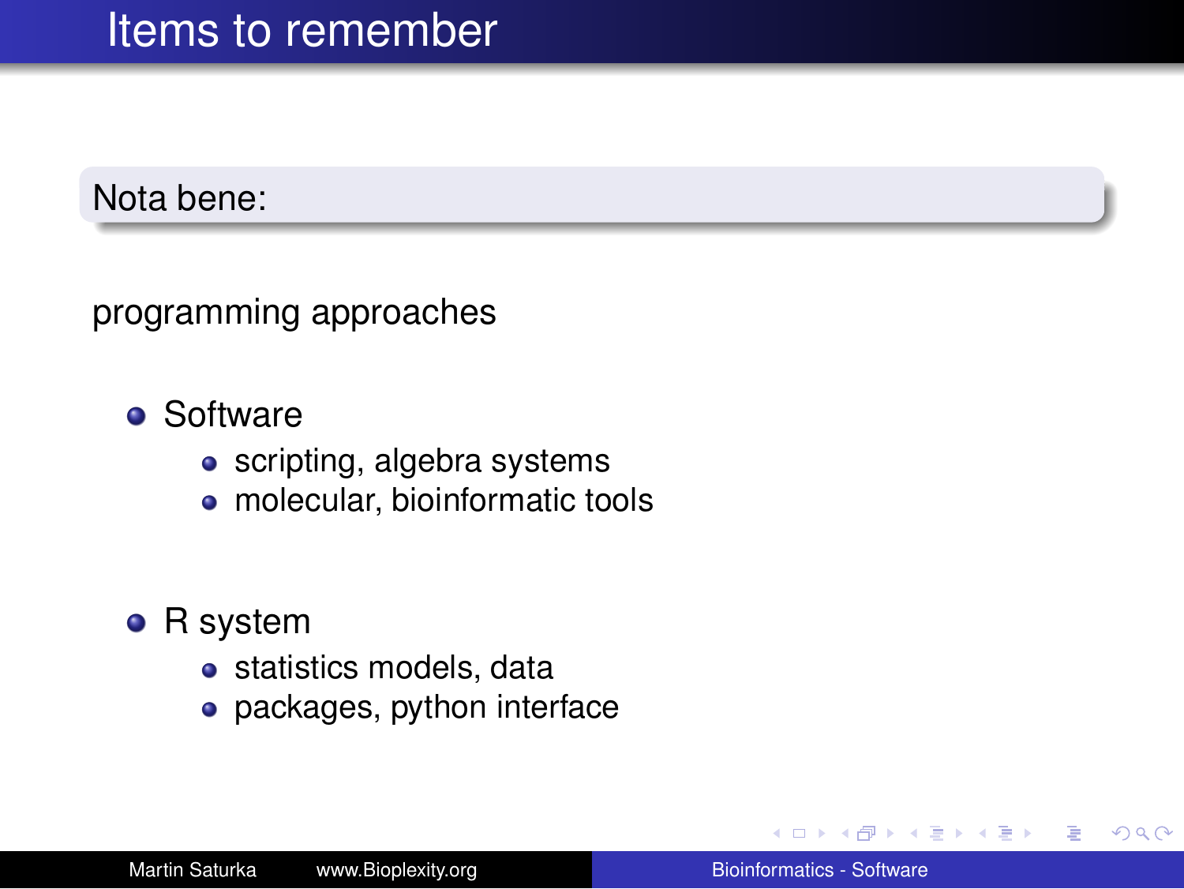# Items to remember

**Nota bene:**

programming approaches

- Software
  - scripting, algebra systems
  - molecular, bioinformatic tools
- R system
  - statistics models, data
  - packages, python interface